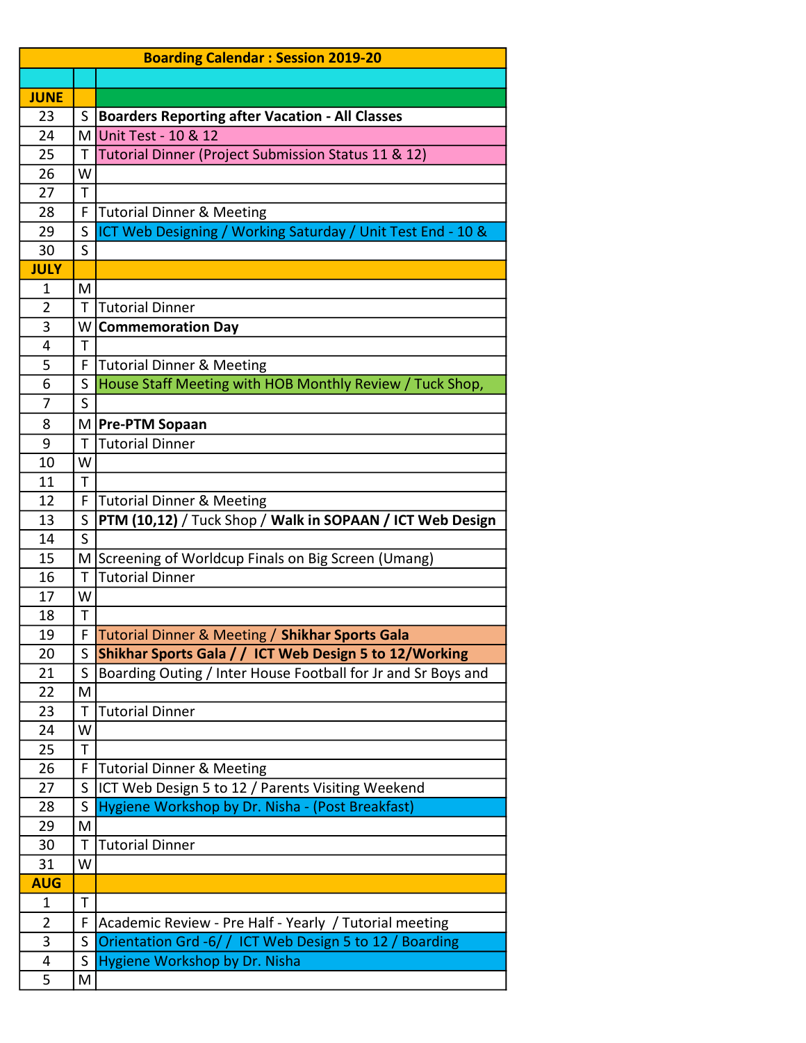| Boarding Calendar : Session 2019-20 | | |
|---|---|---|
| | | |
| **JUNE** | | |
| 23 | S | **Boarders Reporting after Vacation - All Classes** |
| 24 | M | Unit Test - 10 & 12 |
| 25 | T | Tutorial Dinner (Project Submission Status 11 & 12) |
| 26 | W | |
| 27 | T | |
| 28 | F | Tutorial Dinner & Meeting |
| 29 | S | ICT Web Designing / Working Saturday / Unit Test End - 10 & |
| 30 | S | |
| **JULY** | | |
| 1 | M | |
| 2 | T | Tutorial Dinner |
| 3 | W | **Commemoration Day** |
| 4 | T | |
| 5 | F | Tutorial Dinner & Meeting |
| 6 | S | House Staff Meeting with HOB Monthly Review / Tuck Shop, |
| 7 | S | |
| 8 | M | **Pre-PTM Sopaan** |
| 9 | T | Tutorial Dinner |
| 10 | W | |
| 11 | T | |
| 12 | F | Tutorial Dinner & Meeting |
| 13 | S | **PTM (10,12)** / Tuck Shop / **Walk in SOPAAN / ICT Web Design** |
| 14 | S | |
| 15 | M | Screening of Worldcup Finals on Big Screen (Umang) |
| 16 | T | Tutorial Dinner |
| 17 | W | |
| 18 | T | |
| 19 | F | Tutorial Dinner & Meeting / **Shikhar Sports Gala** |
| 20 | S | **Shikhar Sports Gala / / ICT Web Design 5 to 12/Working** |
| 21 | S | Boarding Outing / Inter House Football for Jr and Sr Boys and |
| 22 | M | |
| 23 | T | Tutorial Dinner |
| 24 | W | |
| 25 | T | |
| 26 | F | Tutorial Dinner & Meeting |
| 27 | S | ICT Web Design 5 to 12 / Parents Visiting Weekend |
| 28 | S | Hygiene Workshop by Dr. Nisha - (Post Breakfast) |
| 29 | M | |
| 30 | T | Tutorial Dinner |
| 31 | W | |
| **AUG** | | |
| 1 | T | |
| 2 | F | Academic Review - Pre Half - Yearly / Tutorial meeting |
| 3 | S | Orientation Grd -6/ / ICT Web Design 5 to 12 / Boarding |
| 4 | S | Hygiene Workshop by Dr. Nisha |
| 5 | M | |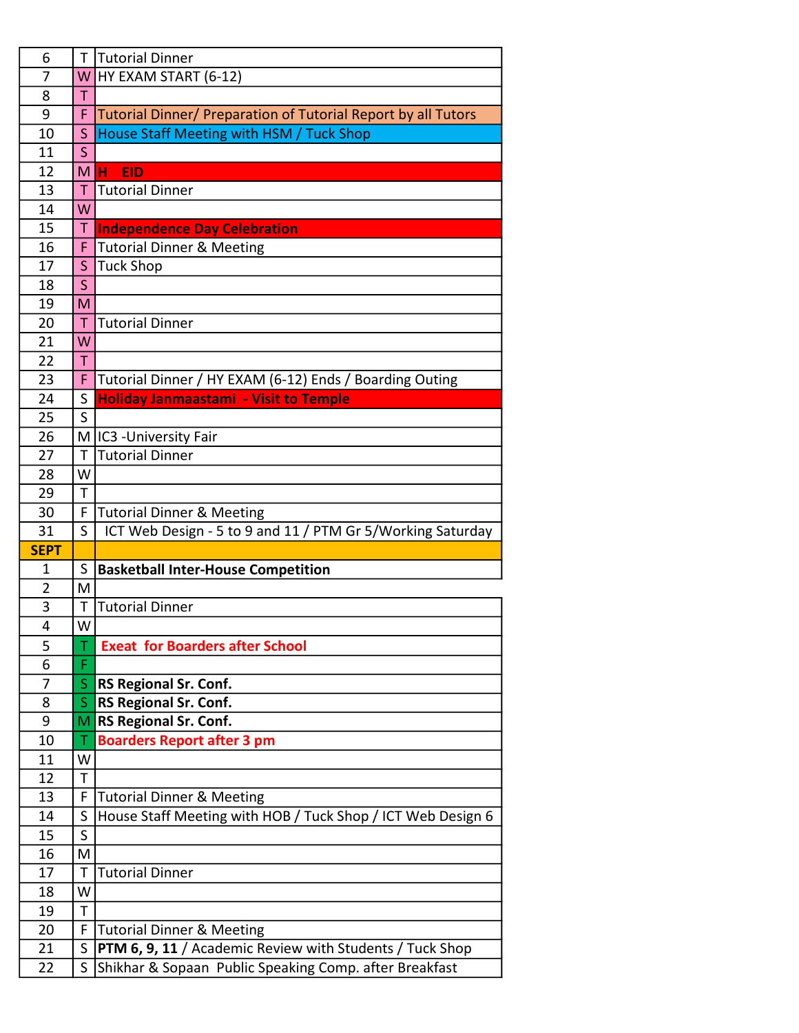| | | |
|---|---|---|
| 6 | T | Tutorial Dinner |
| 7 | W | HY EXAM START (6-12) |
| 8 | T | |
| 9 | F | Tutorial Dinner/ Preparation of Tutorial Report by all Tutors |
| 10 | S | House Staff Meeting with HSM / Tuck Shop |
| 11 | S | |
| 12 | M | **H EID** |
| 13 | T | Tutorial Dinner |
| 14 | W | |
| 15 | T | **Independence Day Celebration** |
| 16 | F | Tutorial Dinner & Meeting |
| 17 | S | Tuck Shop |
| 18 | S | |
| 19 | M | |
| 20 | T | Tutorial Dinner |
| 21 | W | |
| 22 | T | |
| 23 | F | Tutorial Dinner / HY EXAM (6-12) Ends / Boarding Outing |
| 24 | S | **Holiday Janmaastami - Visit to Temple** |
| 25 | S | |
| 26 | M | IC3 -University Fair |
| 27 | T | Tutorial Dinner |
| 28 | W | |
| 29 | T | |
| 30 | F | Tutorial Dinner & Meeting |
| 31 | S | ICT Web Design - 5 to 9 and 11 / PTM Gr 5/Working Saturday |
| **SEPT** | | |
| 1 | S | **Basketball Inter-House Competition** |
| 2 | M | |
| 3 | T | Tutorial Dinner |
| 4 | W | |
| 5 | T | **Exeat for Boarders after School** |
| 6 | F | |
| 7 | S | **RS Regional Sr. Conf.** |
| 8 | S | **RS Regional Sr. Conf.** |
| 9 | M | **RS Regional Sr. Conf.** |
| 10 | T | **Boarders Report after 3 pm** |
| 11 | W | |
| 12 | T | |
| 13 | F | Tutorial Dinner & Meeting |
| 14 | S | House Staff Meeting with HOB / Tuck Shop / ICT Web Design 6 |
| 15 | S | |
| 16 | M | |
| 17 | T | Tutorial Dinner |
| 18 | W | |
| 19 | T | |
| 20 | F | Tutorial Dinner & Meeting |
| 21 | S | **PTM 6, 9, 11** / Academic Review with Students / Tuck Shop |
| 22 | S | Shikhar & Sopaan Public Speaking Comp. after Breakfast |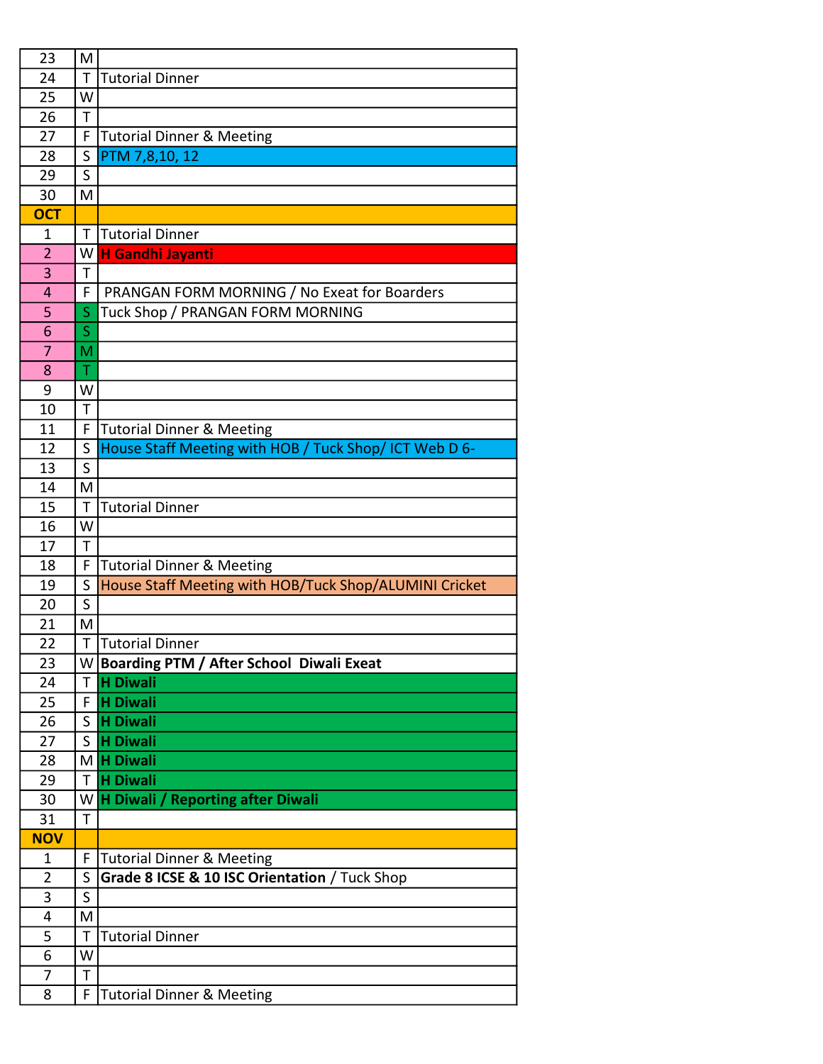| | | |
|---|---|---|
| 23 | M | |
| 24 | T | Tutorial Dinner |
| 25 | W | |
| 26 | T | |
| 27 | F | Tutorial Dinner & Meeting |
| 28 | S | PTM 7,8,10, 12 |
| 29 | S | |
| 30 | M | |
| **OCT** | | |
| 1 | T | Tutorial Dinner |
| 2 | W | **H Gandhi Jayanti** |
| 3 | T | |
| 4 | F | PRANGAN FORM MORNING / No Exeat for Boarders |
| 5 | S | Tuck Shop / PRANGAN FORM MORNING |
| 6 | S | |
| 7 | M | |
| 8 | T | |
| 9 | W | |
| 10 | T | |
| 11 | F | Tutorial Dinner & Meeting |
| 12 | S | House Staff Meeting with HOB / Tuck Shop/ ICT Web D 6- |
| 13 | S | |
| 14 | M | |
| 15 | T | Tutorial Dinner |
| 16 | W | |
| 17 | T | |
| 18 | F | Tutorial Dinner & Meeting |
| 19 | S | House Staff Meeting with HOB/Tuck Shop/ALUMINI Cricket |
| 20 | S | |
| 21 | M | |
| 22 | T | Tutorial Dinner |
| 23 | W | **Boarding PTM / After School Diwali Exeat** |
| 24 | T | **H Diwali** |
| 25 | F | **H Diwali** |
| 26 | S | **H Diwali** |
| 27 | S | **H Diwali** |
| 28 | M | **H Diwali** |
| 29 | T | **H Diwali** |
| 30 | W | **H Diwali / Reporting after Diwali** |
| 31 | T | |
| **NOV** | | |
| 1 | F | Tutorial Dinner & Meeting |
| 2 | S | **Grade 8 ICSE & 10 ISC Orientation** / Tuck Shop |
| 3 | S | |
| 4 | M | |
| 5 | T | Tutorial Dinner |
| 6 | W | |
| 7 | T | |
| 8 | F | Tutorial Dinner & Meeting |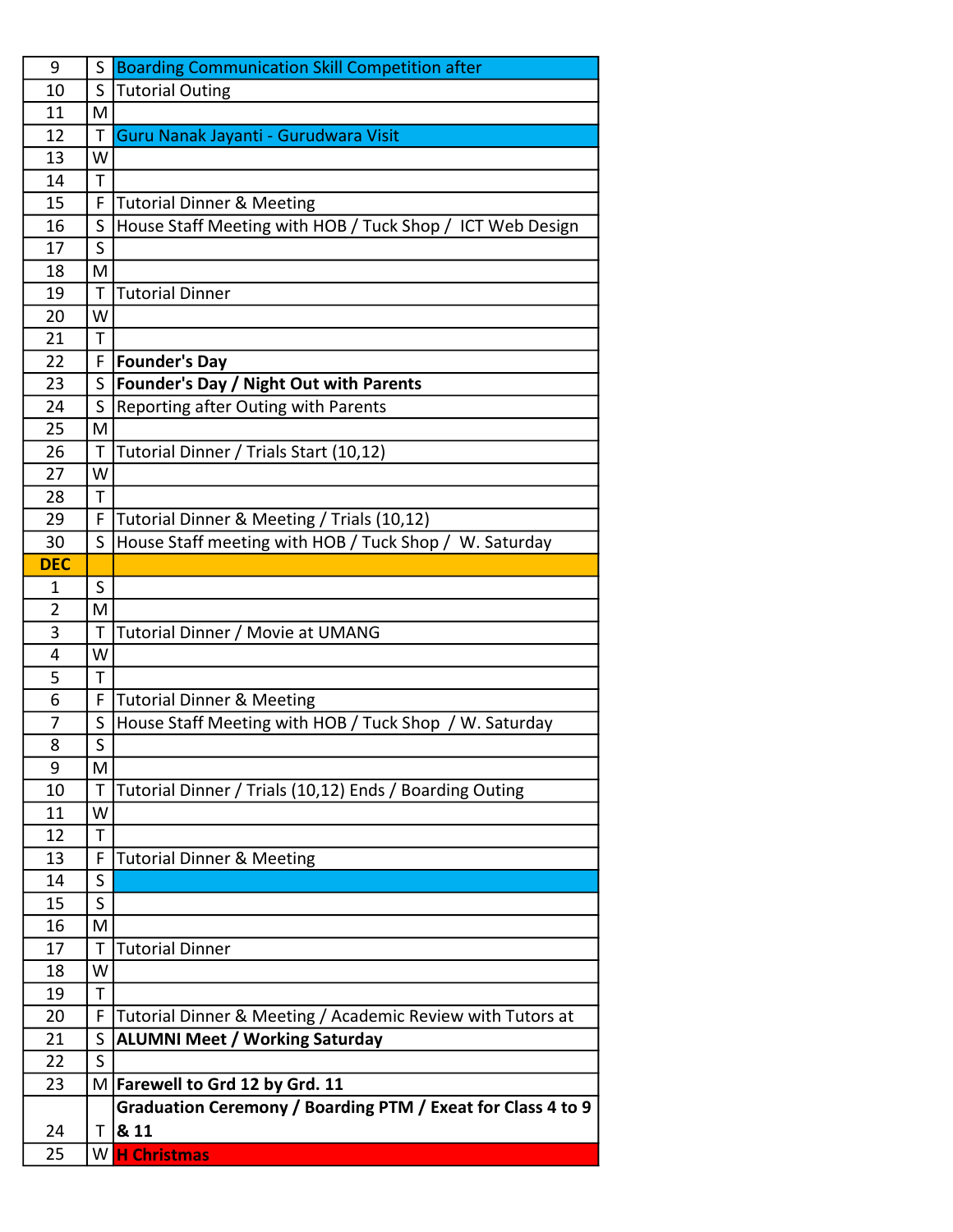| | | |
|---|---|---|
| 9 | S | Boarding Communication Skill Competition after |
| 10 | S | Tutorial Outing |
| 11 | M | |
| 12 | T | Guru Nanak Jayanti - Gurudwara Visit |
| 13 | W | |
| 14 | T | |
| 15 | F | Tutorial Dinner & Meeting |
| 16 | S | House Staff Meeting with HOB / Tuck Shop / ICT Web Design |
| 17 | S | |
| 18 | M | |
| 19 | T | Tutorial Dinner |
| 20 | W | |
| 21 | T | |
| 22 | F | **Founder's Day** |
| 23 | S | **Founder's Day / Night Out with Parents** |
| 24 | S | Reporting after Outing with Parents |
| 25 | M | |
| 26 | T | Tutorial Dinner / Trials Start (10,12) |
| 27 | W | |
| 28 | T | |
| 29 | F | Tutorial Dinner & Meeting / Trials (10,12) |
| 30 | S | House Staff meeting with HOB / Tuck Shop / W. Saturday |
| **DEC** | | |
| 1 | S | |
| 2 | M | |
| 3 | T | Tutorial Dinner / Movie at UMANG |
| 4 | W | |
| 5 | T | |
| 6 | F | Tutorial Dinner & Meeting |
| 7 | S | House Staff Meeting with HOB / Tuck Shop / W. Saturday |
| 8 | S | |
| 9 | M | |
| 10 | T | Tutorial Dinner / Trials (10,12) Ends / Boarding Outing |
| 11 | W | |
| 12 | T | |
| 13 | F | Tutorial Dinner & Meeting |
| 14 | S | |
| 15 | S | |
| 16 | M | |
| 17 | T | Tutorial Dinner |
| 18 | W | |
| 19 | T | |
| 20 | F | Tutorial Dinner & Meeting / Academic Review with Tutors at |
| 21 | S | **ALUMNI Meet / Working Saturday** |
| 22 | S | |
| 23 | M | **Farewell to Grd 12 by Grd. 11** |
| 24 | T | **Graduation Ceremony / Boarding PTM / Exeat for Class 4 to 9 & 11** |
| 25 | W | **H Christmas** |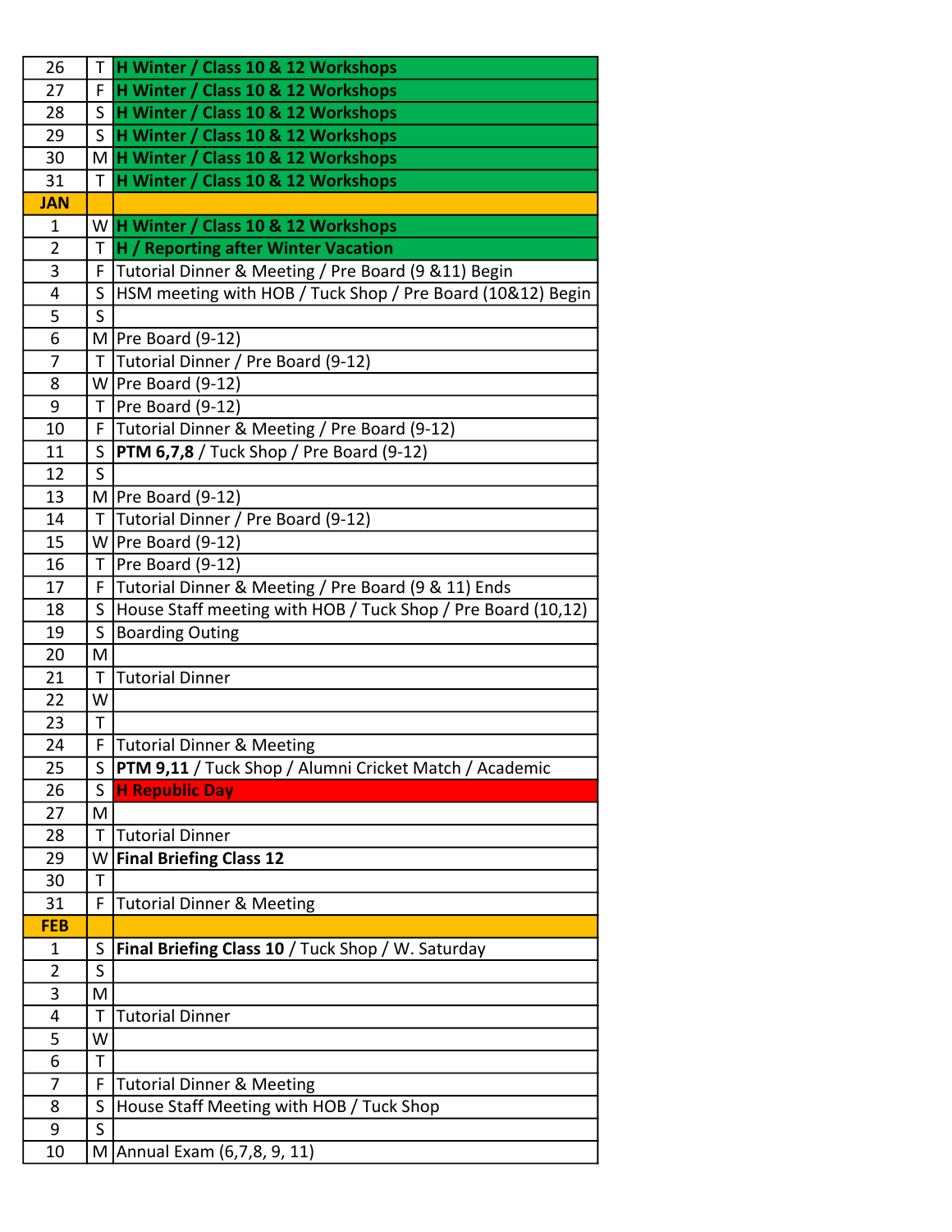| | | |
|---|---|---|
| 26 | T | **H Winter / Class 10 & 12 Workshops** |
| 27 | F | **H Winter / Class 10 & 12 Workshops** |
| 28 | S | **H Winter / Class 10 & 12 Workshops** |
| 29 | S | **H Winter / Class 10 & 12 Workshops** |
| 30 | M | **H Winter / Class 10 & 12 Workshops** |
| 31 | T | **H Winter / Class 10 & 12 Workshops** |
| **JAN** | | |
| 1 | W | **H Winter / Class 10 & 12 Workshops** |
| 2 | T | **H / Reporting after Winter Vacation** |
| 3 | F | Tutorial Dinner & Meeting / Pre Board (9 &11) Begin |
| 4 | S | HSM meeting with HOB / Tuck Shop / Pre Board (10&12) Begin |
| 5 | S | |
| 6 | M | Pre Board (9-12) |
| 7 | T | Tutorial Dinner / Pre Board (9-12) |
| 8 | W | Pre Board (9-12) |
| 9 | T | Pre Board (9-12) |
| 10 | F | Tutorial Dinner & Meeting / Pre Board (9-12) |
| 11 | S | **PTM 6,7,8** / Tuck Shop / Pre Board (9-12) |
| 12 | S | |
| 13 | M | Pre Board (9-12) |
| 14 | T | Tutorial Dinner / Pre Board (9-12) |
| 15 | W | Pre Board (9-12) |
| 16 | T | Pre Board (9-12) |
| 17 | F | Tutorial Dinner & Meeting / Pre Board (9 & 11) Ends |
| 18 | S | House Staff meeting with HOB / Tuck Shop / Pre Board (10,12) |
| 19 | S | Boarding Outing |
| 20 | M | |
| 21 | T | Tutorial Dinner |
| 22 | W | |
| 23 | T | |
| 24 | F | Tutorial Dinner & Meeting |
| 25 | S | **PTM 9,11** / Tuck Shop / Alumni Cricket Match / Academic |
| 26 | S | **H Republic Day** |
| 27 | M | |
| 28 | T | Tutorial Dinner |
| 29 | W | **Final Briefing Class 12** |
| 30 | T | |
| 31 | F | Tutorial Dinner & Meeting |
| **FEB** | | |
| 1 | S | **Final Briefing Class 10** / Tuck Shop / W. Saturday |
| 2 | S | |
| 3 | M | |
| 4 | T | Tutorial Dinner |
| 5 | W | |
| 6 | T | |
| 7 | F | Tutorial Dinner & Meeting |
| 8 | S | House Staff Meeting with HOB / Tuck Shop |
| 9 | S | |
| 10 | M | Annual Exam (6,7,8, 9, 11) |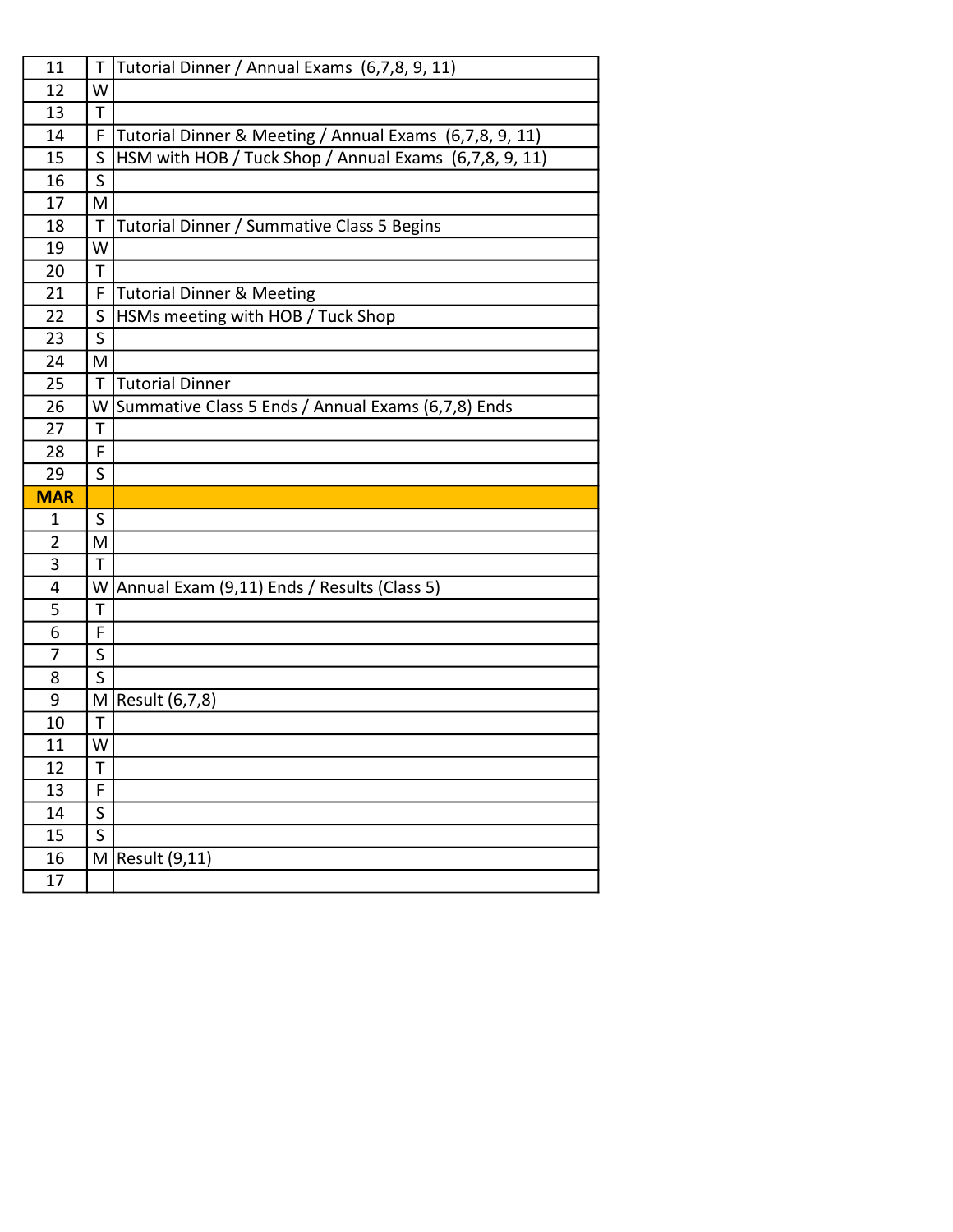| | | |
|---|---|---|
| 11 | T | Tutorial Dinner / Annual Exams (6,7,8, 9, 11) |
| 12 | W | |
| 13 | T | |
| 14 | F | Tutorial Dinner & Meeting / Annual Exams (6,7,8, 9, 11) |
| 15 | S | HSM with HOB / Tuck Shop / Annual Exams (6,7,8, 9, 11) |
| 16 | S | |
| 17 | M | |
| 18 | T | Tutorial Dinner / Summative Class 5 Begins |
| 19 | W | |
| 20 | T | |
| 21 | F | Tutorial Dinner & Meeting |
| 22 | S | HSMs meeting with HOB / Tuck Shop |
| 23 | S | |
| 24 | M | |
| 25 | T | Tutorial Dinner |
| 26 | W | Summative Class 5 Ends / Annual Exams (6,7,8) Ends |
| 27 | T | |
| 28 | F | |
| 29 | S | |
| **MAR** | | |
| 1 | S | |
| 2 | M | |
| 3 | T | |
| 4 | W | Annual Exam (9,11) Ends / Results (Class 5) |
| 5 | T | |
| 6 | F | |
| 7 | S | |
| 8 | S | |
| 9 | M | Result (6,7,8) |
| 10 | T | |
| 11 | W | |
| 12 | T | |
| 13 | F | |
| 14 | S | |
| 15 | S | |
| 16 | M | Result (9,11) |
| 17 | | |